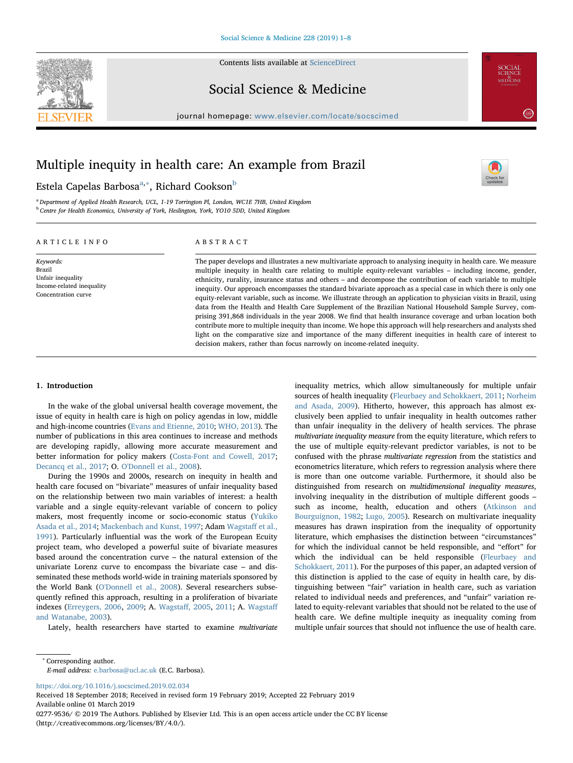# Multiple inequity in health care: An example from Brazil

Estela Capelas Barbosa[a,*], Richard Cookson[b]

[a] Department of Applied Health Research, UCL, 1-19 Torrington Pl, London, WC1E 7HB, United Kingdom

[b] Centre for Health Economics, University of York, Heslington, York, YO10 5DD, United Kingdom

## ARTICLE INFO

*Keywords:*
Brazil
Unfair inequality
Income-related inequality
Concentration curve

## ABSTRACT

The paper develops and illustrates a new multivariate approach to analysing inequity in health care. We measure multiple inequity in health care relating to multiple equity-relevant variables – including income, gender, ethnicity, rurality, insurance status and others – and decompose the contribution of each variable to multiple inequity. Our approach encompasses the standard bivariate approach as a special case in which there is only one equity-relevant variable, such as income. We illustrate through an application to physician visits in Brazil, using data from the Health and Health Care Supplement of the Brazilian National Household Sample Survey, comprising 391,868 individuals in the year 2008. We find that health insurance coverage and urban location both contribute more to multiple inequity than income. We hope this approach will help researchers and analysts shed light on the comparative size and importance of the many different inequities in health care of interest to decision makers, rather than focus narrowly on income-related inequality.

## 1. Introduction

In the wake of the global universal health coverage movement, the issue of equity in health care is high on policy agendas in low, middle and high-income countries (Evans and Etienne, 2010; WHO, 2013). The number of publications in this area continues to increase and methods are developing rapidly, allowing more accurate measurement and better information for policy makers (Costa-Font and Cowell, 2017; Decancq et al., 2017; O. O'Donnell et al., 2008).

During the 1990s and 2000s, research on inequity in health and health care focused on "bivariate" measures of unfair inequality based on the relationship between two main variables of interest: a health variable and a single equity-relevant variable of concern to policy makers, most frequently income or socio-economic status (Yukiko Asada et al., 2014; Mackenbach and Kunst, 1997; Adam Wagstaff et al., 1991). Particularly influential was the work of the European Ecuity project team, who developed a powerful suite of bivariate measures based around the concentration curve – the natural extension of the univariate Lorenz curve to encompass the bivariate case – and disseminated these methods world-wide in training materials sponsored by the World Bank (O'Donnell et al., 2008). Several researchers subsequently refined this approach, resulting in a proliferation of bivariate indexes (Erreygers, 2006, 2009; A. Wagstaff, 2005, 2011; A. Wagstaff and Watanabe, 2003).

Lately, health researchers have started to examine *multivariate* inequality metrics, which allow simultaneously for multiple unfair sources of health inequality (Fleurbaey and Schokkaert, 2011; Norheim and Asada, 2009). Hitherto, however, this approach has almost exclusively been applied to unfair inequality in health outcomes rather than unfair inequality in the delivery of health services. The phrase *multivariate inequality measure* from the equity literature, which refers to the use of multiple equity-relevant predictor variables, is not to be confused with the phrase *multivariate regression* from the statistics and econometrics literature, which refers to regression analysis where there is more than one outcome variable. Furthermore, it should also be distinguished from research on *multidimensional inequality measures*, involving inequality in the distribution of multiple different goods – such as income, health, education and others (Atkinson and Bourguignon, 1982; Lugo, 2005). Research on multivariate inequality measures has drawn inspiration from the inequality of opportunity literature, which emphasises the distinction between "circumstances" for which the individual cannot be held responsible, and "effort" for which the individual can be held responsible (Fleurbaey and Schokkaert, 2011). For the purposes of this paper, an adapted version of this distinction is applied to the case of equity in health care, by distinguishing between "fair" variation in health care, such as variation related to individual needs and preferences, and "unfair" variation related to equity-relevant variables that should not be related to the use of health care. We define multiple inequity as inequality coming from multiple unfair sources that should not influence the use of health care.

\* Corresponding author.
*E-mail address:* e.barbosa@ucl.ac.uk (E.C. Barbosa).

https://doi.org/10.1016/j.socscimed.2019.02.034
Received 18 September 2018; Received in revised form 19 February 2019; Accepted 22 February 2019
Available online 01 March 2019
0277-9536/ © 2019 The Authors. Published by Elsevier Ltd. This is an open access article under the CC BY license (http://creativecommons.org/licenses/BY/4.0/).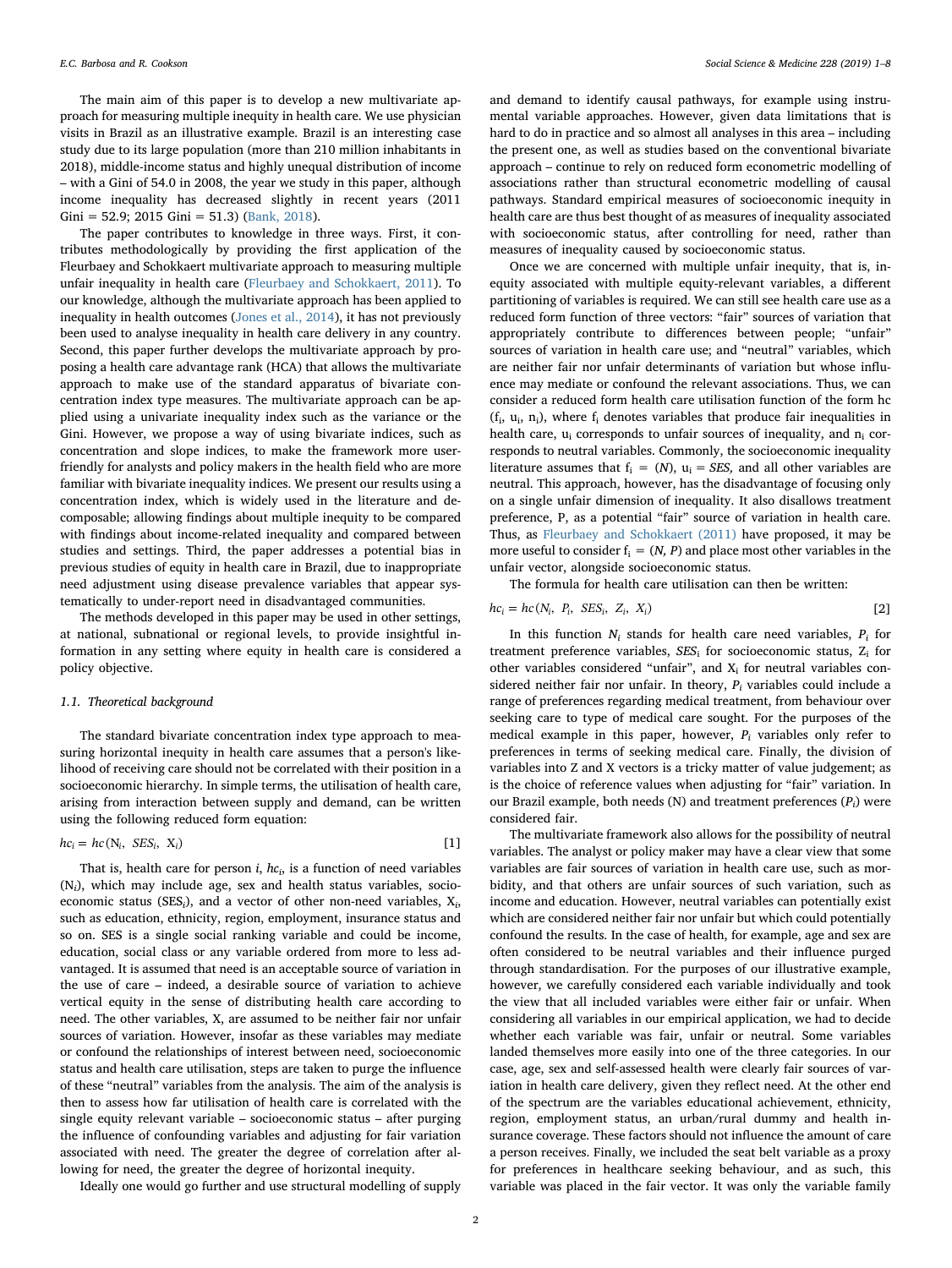The main aim of this paper is to develop a new multivariate approach for measuring multiple inequity in health care. We use physician visits in Brazil as an illustrative example. Brazil is an interesting case study due to its large population (more than 210 million inhabitants in 2018), middle-income status and highly unequal distribution of income – with a Gini of 54.0 in 2008, the year we study in this paper, although income inequality has decreased slightly in recent years (2011 Gini = 52.9; 2015 Gini = 51.3) (Bank, 2018).

The paper contributes to knowledge in three ways. First, it contributes methodologically by providing the first application of the Fleurbaey and Schokkaert multivariate approach to measuring multiple unfair inequality in health care (Fleurbaey and Schokkaert, 2011). To our knowledge, although the multivariate approach has been applied to inequality in health outcomes (Jones et al., 2014), it has not previously been used to analyse inequality in health care delivery in any country. Second, this paper further develops the multivariate approach by proposing a health care advantage rank (HCA) that allows the multivariate approach to make use of the standard apparatus of bivariate concentration index type measures. The multivariate approach can be applied using a univariate inequality index such as the variance or the Gini. However, we propose a way of using bivariate indices, such as concentration and slope indices, to make the framework more user-friendly for analysts and policy makers in the health field who are more familiar with bivariate inequality indices. We present our results using a concentration index, which is widely used in the literature and decomposable; allowing findings about multiple inequity to be compared with findings about income-related inequality and compared between studies and settings. Third, the paper addresses a potential bias in previous studies of equity in health care in Brazil, due to inappropriate need adjustment using disease prevalence variables that appear systematically to under-report need in disadvantaged communities.

The methods developed in this paper may be used in other settings, at national, subnational or regional levels, to provide insightful information in any setting where equity in health care is considered a policy objective.

### 1.1. Theoretical background

The standard bivariate concentration index type approach to measuring horizontal inequity in health care assumes that a person's likelihood of receiving care should not be correlated with their position in a socioeconomic hierarchy. In simple terms, the utilisation of health care, arising from interaction between supply and demand, can be written using the following reduced form equation:

$$hc_i = hc(N_i,\ SES_i,\ X_i) \qquad [1]$$

That is, health care for person $i$, $hc_i$, is a function of need variables ($N_i$), which may include age, sex and health status variables, socioeconomic status ($SES_i$), and a vector of other non-need variables, $X_i$, such as education, ethnicity, region, employment, insurance status and so on. SES is a single social ranking variable and could be income, education, social class or any variable ordered from more to less advantaged. It is assumed that need is an acceptable source of variation in the use of care – indeed, a desirable source of variation to achieve vertical equity in the sense of distributing health care according to need. The other variables, X, are assumed to be neither fair nor unfair sources of variation. However, insofar as these variables may mediate or confound the relationships of interest between need, socioeconomic status and health care utilisation, steps are taken to purge the influence of these "neutral" variables from the analysis. The aim of the analysis is then to assess how far utilisation of health care is correlated with the single equity relevant variable – socioeconomic status – after purging the influence of confounding variables and adjusting for fair variation associated with need. The greater the degree of correlation after allowing for need, the greater the degree of horizontal inequity.

Ideally one would go further and use structural modelling of supply and demand to identify causal pathways, for example using instrumental variable approaches. However, given data limitations that is hard to do in practice and so almost all analyses in this area – including the present one, as well as studies based on the conventional bivariate approach – continue to rely on reduced form econometric modelling of associations rather than structural econometric modelling of causal pathways. Standard empirical measures of socioeconomic inequity in health care are thus best thought of as measures of inequality associated with socioeconomic status, after controlling for need, rather than measures of inequality caused by socioeconomic status.

Once we are concerned with multiple unfair inequity, that is, inequity associated with multiple equity-relevant variables, a different partitioning of variables is required. We can still see health care use as a reduced form function of three vectors: "fair" sources of variation that appropriately contribute to differences between people; "unfair" sources of variation in health care use; and "neutral" variables, which are neither fair nor unfair determinants of variation but whose influence may mediate or confound the relevant associations. Thus, we can consider a reduced form health care utilisation function of the form hc ($f_i$, $u_i$, $n_i$), where $f_i$ denotes variables that produce fair inequalities in health care, $u_i$ corresponds to unfair sources of inequality, and $n_i$ corresponds to neutral variables. Commonly, the socioeconomic inequality literature assumes that $f_i = (N)$, $u_i = SES$, and all other variables are neutral. This approach, however, has the disadvantage of focusing only on a single unfair dimension of inequality. It also disallows treatment preference, P, as a potential "fair" source of variation in health care. Thus, as Fleurbaey and Schokkaert (2011) have proposed, it may be more useful to consider $f_i = (N, P)$ and place most other variables in the unfair vector, alongside socioeconomic status.

The formula for health care utilisation can then be written:

$$hc_i = hc(N_i,\ P_i,\ SES_i,\ Z_i,\ X_i) \qquad [2]$$

In this function $N_i$ stands for health care need variables, $P_i$ for treatment preference variables, $SES_i$ for socioeconomic status, $Z_i$ for other variables considered "unfair", and $X_i$ for neutral variables considered neither fair nor unfair. In theory, $P_i$ variables could include a range of preferences regarding medical treatment, from behaviour over seeking care to type of medical care sought. For the purposes of the medical example in this paper, however, $P_i$ variables only refer to preferences in terms of seeking medical care. Finally, the division of variables into Z and X vectors is a tricky matter of value judgement; as is the choice of reference values when adjusting for "fair" variation. In our Brazil example, both needs (N) and treatment preferences ($P_i$) were considered fair.

The multivariate framework also allows for the possibility of neutral variables. The analyst or policy maker may have a clear view that some variables are fair sources of variation in health care use, such as morbidity, and that others are unfair sources of such variation, such as income and education. However, neutral variables can potentially exist which are considered neither fair nor unfair but which could potentially confound the results. In the case of health, for example, age and sex are often considered to be neutral variables and their influence purged through standardisation. For the purposes of our illustrative example, however, we carefully considered each variable individually and took the view that all included variables were either fair or unfair. When considering all variables in our empirical application, we had to decide whether each variable was fair, unfair or neutral. Some variables landed themselves more easily into one of the three categories. In our case, age, sex and self-assessed health were clearly fair sources of variation in health care delivery, given they reflect need. At the other end of the spectrum are the variables educational achievement, ethnicity, region, employment status, an urban/rural dummy and health insurance coverage. These factors should not influence the amount of care a person receives. Finally, we included the seat belt variable as a proxy for preferences in healthcare seeking behaviour, and as such, this variable was placed in the fair vector. It was only the variable family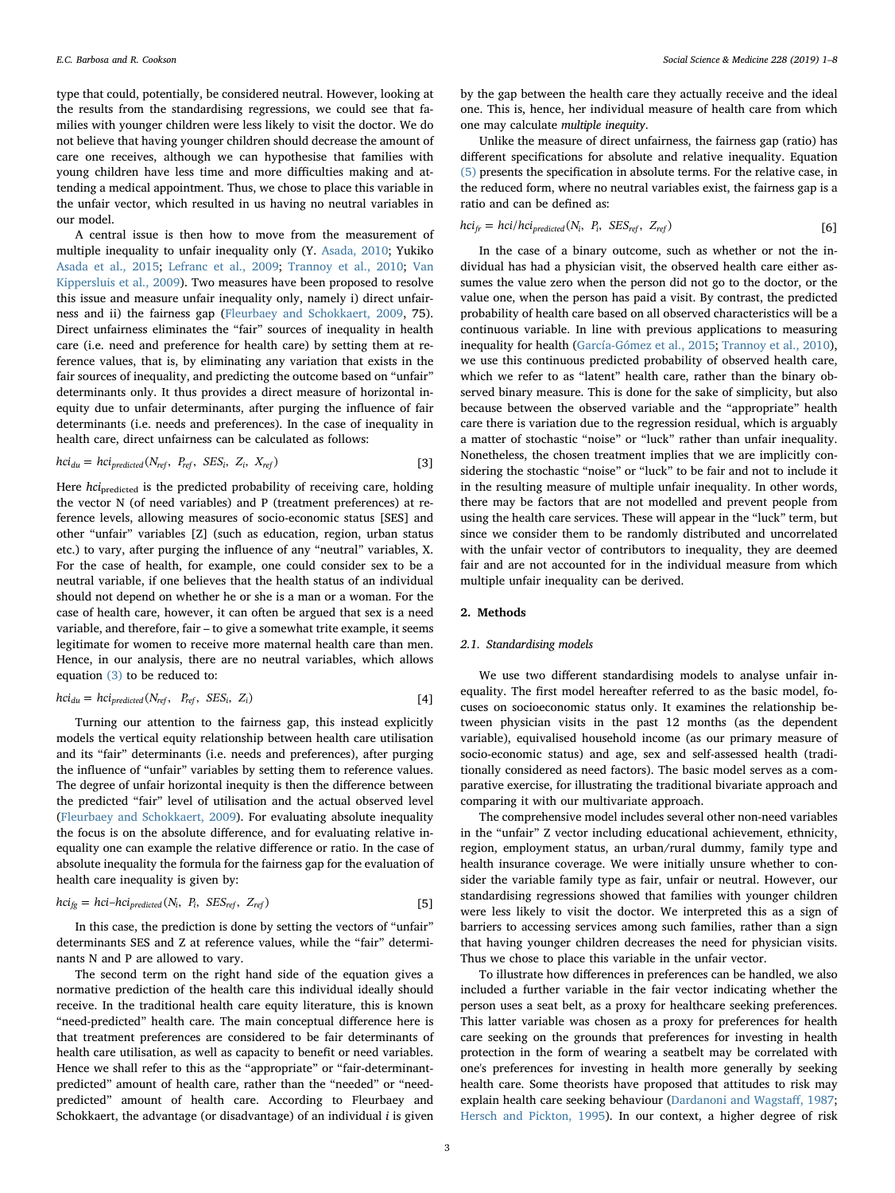type that could, potentially, be considered neutral. However, looking at the results from the standardising regressions, we could see that families with younger children were less likely to visit the doctor. We do not believe that having younger children should decrease the amount of care one receives, although we can hypothesise that families with young children have less time and more difficulties making and attending a medical appointment. Thus, we chose to place this variable in the unfair vector, which resulted in us having no neutral variables in our model.

A central issue is then how to move from the measurement of multiple inequality to unfair inequality only (Y. Asada, 2010; Yukiko Asada et al., 2015; Lefranc et al., 2009; Trannoy et al., 2010; Van Kippersluis et al., 2009). Two measures have been proposed to resolve this issue and measure unfair inequality only, namely i) direct unfairness and ii) the fairness gap (Fleurbaey and Schokkaert, 2009, 75). Direct unfairness eliminates the "fair" sources of inequality in health care (i.e. need and preference for health care) by setting them at reference values, that is, by eliminating any variation that exists in the fair sources of inequality, and predicting the outcome based on "unfair" determinants only. It thus provides a direct measure of horizontal inequity due to unfair determinants, after purging the influence of fair determinants (i.e. needs and preferences). In the case of inequality in health care, direct unfairness can be calculated as follows:

$$hci_{du} = hci_{predicted}(N_{ref},\ P_{ref},\ SES_i,\ Z_i,\ X_{ref}) \quad [3]$$

Here $hci_{\text{predicted}}$ is the predicted probability of receiving care, holding the vector N (of need variables) and P (treatment preferences) at reference levels, allowing measures of socio-economic status [SES] and other "unfair" variables [Z] (such as education, region, urban status etc.) to vary, after purging the influence of any "neutral" variables, X. For the case of health, for example, one could consider sex to be a neutral variable, if one believes that the health status of an individual should not depend on whether he or she is a man or a woman. For the case of health care, however, it can often be argued that sex is a need variable, and therefore, fair – to give a somewhat trite example, it seems legitimate for women to receive more maternal health care than men. Hence, in our analysis, there are no neutral variables, which allows equation (3) to be reduced to:

$$hci_{du} = hci_{predicted}(N_{ref},\ P_{ref},\ SES_i,\ Z_i) \quad [4]$$

Turning our attention to the fairness gap, this instead explicitly models the vertical equity relationship between health care utilisation and its "fair" determinants (i.e. needs and preferences), after purging the influence of "unfair" variables by setting them to reference values. The degree of unfair horizontal inequity is then the difference between the predicted "fair" level of utilisation and the actual observed level (Fleurbaey and Schokkaert, 2009). For evaluating absolute inequality the focus is on the absolute difference, and for evaluating relative inequality one can example the relative difference or ratio. In the case of absolute inequality the formula for the fairness gap for the evaluation of health care inequality is given by:

$$hci_{fg} = hci - hci_{predicted}(N_i,\ P_i,\ SES_{ref},\ Z_{ref}) \quad [5]$$

In this case, the prediction is done by setting the vectors of "unfair" determinants SES and Z at reference values, while the "fair" determinants N and P are allowed to vary.

The second term on the right hand side of the equation gives a normative prediction of the health care this individual ideally should receive. In the traditional health care equity literature, this is known "need-predicted" health care. The main conceptual difference here is that treatment preferences are considered to be fair determinants of health care utilisation, as well as capacity to benefit or need variables. Hence we shall refer to this as the "appropriate" or "fair-determinant-predicted" amount of health care, rather than the "needed" or "need-predicted" amount of health care. According to Fleurbaey and Schokkaert, the advantage (or disadvantage) of an individual $i$ is given by the gap between the health care they actually receive and the ideal one. This is, hence, her individual measure of health care from which one may calculate *multiple inequity*.

Unlike the measure of direct unfairness, the fairness gap (ratio) has different specifications for absolute and relative inequality. Equation (5) presents the specification in absolute terms. For the relative case, in the reduced form, where no neutral variables exist, the fairness gap is a ratio and can be defined as:

$$hci_{fr} = hci / hci_{predicted}(N_i,\ P_i,\ SES_{ref},\ Z_{ref}) \quad [6]$$

In the case of a binary outcome, such as whether or not the individual has had a physician visit, the observed health care either assumes the value zero when the person did not go to the doctor, or the value one, when the person has paid a visit. By contrast, the predicted probability of health care based on all observed characteristics will be a continuous variable. In line with previous applications to measuring inequality for health (García-Gómez et al., 2015; Trannoy et al., 2010), we use this continuous predicted probability of observed health care, which we refer to as "latent" health care, rather than the binary observed binary measure. This is done for the sake of simplicity, but also because between the observed variable and the "appropriate" health care there is variation due to the regression residual, which is arguably a matter of stochastic "noise" or "luck" rather than unfair inequality. Nonetheless, the chosen treatment implies that we are implicitly considering the stochastic "noise" or "luck" to be fair and not to include it in the resulting measure of multiple unfair inequality. In other words, there may be factors that are not modelled and prevent people from using the health care services. These will appear in the "luck" term, but since we consider them to be randomly distributed and uncorrelated with the unfair vector of contributors to inequality, they are deemed fair and are not accounted for in the individual measure from which multiple unfair inequality can be derived.

## 2. Methods

### 2.1. Standardising models

We use two different standardising models to analyse unfair inequality. The first model hereafter referred to as the basic model, focuses on socioeconomic status only. It examines the relationship between physician visits in the past 12 months (as the dependent variable), equivalised household income (as our primary measure of socio-economic status) and age, sex and self-assessed health (traditionally considered as need factors). The basic model serves as a comparative exercise, for illustrating the traditional bivariate approach and comparing it with our multivariate approach.

The comprehensive model includes several other non-need variables in the "unfair" Z vector including educational achievement, ethnicity, region, employment status, an urban/rural dummy, family type and health insurance coverage. We were initially unsure whether to consider the variable family type as fair, unfair or neutral. However, our standardising regressions showed that families with younger children were less likely to visit the doctor. We interpreted this as a sign of barriers to accessing services among such families, rather than a sign that having younger children decreases the need for physician visits. Thus we chose to place this variable in the unfair vector.

To illustrate how differences in preferences can be handled, we also included a further variable in the fair vector indicating whether the person uses a seat belt, as a proxy for healthcare seeking preferences. This latter variable was chosen as a proxy for preferences for health care seeking on the grounds that preferences for investing in health protection in the form of wearing a seatbelt may be correlated with one's preferences for investing in health more generally by seeking health care. Some theorists have proposed that attitudes to risk may explain health care seeking behaviour (Dardanoni and Wagstaff, 1987; Hersch and Pickton, 1995). In our context, a higher degree of risk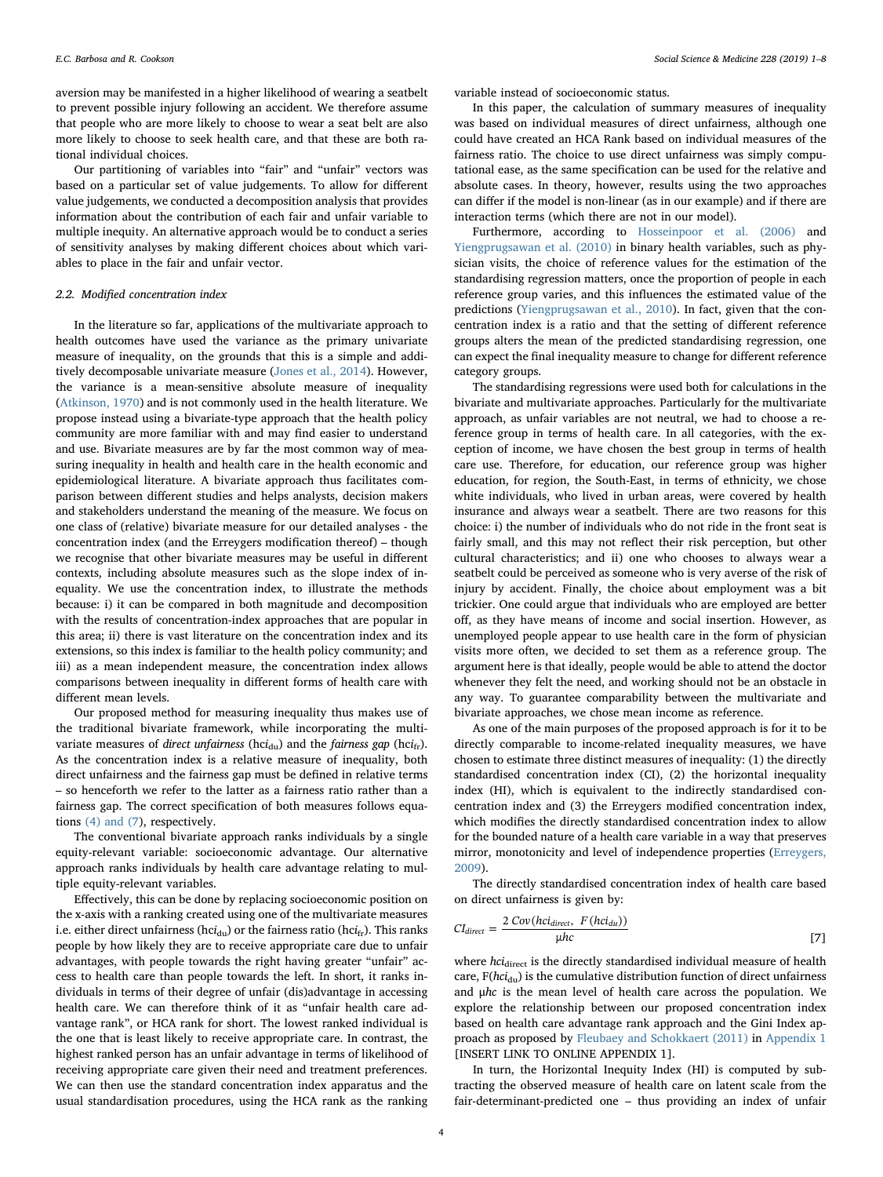aversion may be manifested in a higher likelihood of wearing a seatbelt to prevent possible injury following an accident. We therefore assume that people who are more likely to choose to wear a seat belt are also more likely to choose to seek health care, and that these are both rational individual choices.

Our partitioning of variables into "fair" and "unfair" vectors was based on a particular set of value judgements. To allow for different value judgements, we conducted a decomposition analysis that provides information about the contribution of each fair and unfair variable to multiple inequity. An alternative approach would be to conduct a series of sensitivity analyses by making different choices about which variables to place in the fair and unfair vector.

### 2.2. Modified concentration index

In the literature so far, applications of the multivariate approach to health outcomes have used the variance as the primary univariate measure of inequality, on the grounds that this is a simple and additively decomposable univariate measure (Jones et al., 2014). However, the variance is a mean-sensitive absolute measure of inequality (Atkinson, 1970) and is not commonly used in the health literature. We propose instead using a bivariate-type approach that the health policy community are more familiar with and may find easier to understand and use. Bivariate measures are by far the most common way of measuring inequality in health and health care in the health economic and epidemiological literature. A bivariate approach thus facilitates comparison between different studies and helps analysts, decision makers and stakeholders understand the meaning of the measure. We focus on one class of (relative) bivariate measure for our detailed analyses - the concentration index (and the Erreygers modification thereof) – though we recognise that other bivariate measures may be useful in different contexts, including absolute measures such as the slope index of inequality. We use the concentration index, to illustrate the methods because: i) it can be compared in both magnitude and decomposition with the results of concentration-index approaches that are popular in this area; ii) there is vast literature on the concentration index and its extensions, so this index is familiar to the health policy community; and iii) as a mean independent measure, the concentration index allows comparisons between inequality in different forms of health care with different mean levels.

Our proposed method for measuring inequality thus makes use of the traditional bivariate framework, while incorporating the multivariate measures of *direct unfairness* ($hci_{du}$) and the *fairness gap* ($hci_{fr}$). As the concentration index is a relative measure of inequality, both direct unfairness and the fairness gap must be defined in relative terms – so henceforth we refer to the latter as a fairness ratio rather than a fairness gap. The correct specification of both measures follows equations (4) and (7), respectively.

The conventional bivariate approach ranks individuals by a single equity-relevant variable: socioeconomic advantage. Our alternative approach ranks individuals by health care advantage relating to multiple equity-relevant variables.

Effectively, this can be done by replacing socioeconomic position on the x-axis with a ranking created using one of the multivariate measures i.e. either direct unfairness ($hci_{du}$) or the fairness ratio ($hci_{fr}$). This ranks people by how likely they are to receive appropriate care due to unfair advantages, with people towards the right having greater "unfair" access to health care than people towards the left. In short, it ranks individuals in terms of their degree of unfair (dis)advantage in accessing health care. We can therefore think of it as "unfair health care advantage rank", or HCA rank for short. The lowest ranked individual is the one that is least likely to receive appropriate care. In contrast, the highest ranked person has an unfair advantage in terms of likelihood of receiving appropriate care given their need and treatment preferences. We can then use the standard concentration index apparatus and the usual standardisation procedures, using the HCA rank as the ranking variable instead of socioeconomic status.

In this paper, the calculation of summary measures of inequality was based on individual measures of direct unfairness, although one could have created an HCA Rank based on individual measures of the fairness ratio. The choice to use direct unfairness was simply computational ease, as the same specification can be used for the relative and absolute cases. In theory, however, results using the two approaches can differ if the model is non-linear (as in our example) and if there are interaction terms (which there are not in our model).

Furthermore, according to Hosseinpoor et al. (2006) and Yiengprugsawan et al. (2010) in binary health variables, such as physician visits, the choice of reference values for the estimation of the standardising regression matters, once the proportion of people in each reference group varies, and this influences the estimated value of the predictions (Yiengprugsawan et al., 2010). In fact, given that the concentration index is a ratio and that the setting of different reference groups alters the mean of the predicted standardising regression, one can expect the final inequality measure to change for different reference category groups.

The standardising regressions were used both for calculations in the bivariate and multivariate approaches. Particularly for the multivariate approach, as unfair variables are not neutral, we had to choose a reference group in terms of health care. In all categories, with the exception of income, we have chosen the best group in terms of health care use. Therefore, for education, our reference group was higher education, for region, the South-East, in terms of ethnicity, we chose white individuals, who lived in urban areas, were covered by health insurance and always wear a seatbelt. There are two reasons for this choice: i) the number of individuals who do not ride in the front seat is fairly small, and this may not reflect their risk perception, but other cultural characteristics; and ii) one who chooses to always wear a seatbelt could be perceived as someone who is very averse of the risk of injury by accident. Finally, the choice about employment was a bit trickier. One could argue that individuals who are employed are better off, as they have means of income and social insertion. However, as unemployed people appear to use health care in the form of physician visits more often, we decided to set them as a reference group. The argument here is that ideally, people would be able to attend the doctor whenever they felt the need, and working should not be an obstacle in any way. To guarantee comparability between the multivariate and bivariate approaches, we chose mean income as reference.

As one of the main purposes of the proposed approach is for it to be directly comparable to income-related inequality measures, we have chosen to estimate three distinct measures of inequality: (1) the directly standardised concentration index (CI), (2) the horizontal inequality index (HI), which is equivalent to the indirectly standardised concentration index and (3) the Erreygers modified concentration index, which modifies the directly standardised concentration index to allow for the bounded nature of a health care variable in a way that preserves mirror, monotonicity and level of independence properties (Erreygers, 2009).

The directly standardised concentration index of health care based on direct unfairness is given by:

$$CI_{direct} = \frac{2\,Cov(hci_{direct},\ F(hci_{du}))}{\mu hc} \tag{7}$$

where $hci_{direct}$ is the directly standardised individual measure of health care, $F(hci_{du})$ is the cumulative distribution function of direct unfairness and $\mu hc$ is the mean level of health care across the population. We explore the relationship between our proposed concentration index based on health care advantage rank approach and the Gini Index approach as proposed by Fleubaey and Schokkaert (2011) in Appendix 1 [INSERT LINK TO ONLINE APPENDIX 1].

In turn, the Horizontal Inequity Index (HI) is computed by subtracting the observed measure of health care on latent scale from the fair-determinant-predicted one – thus providing an index of unfair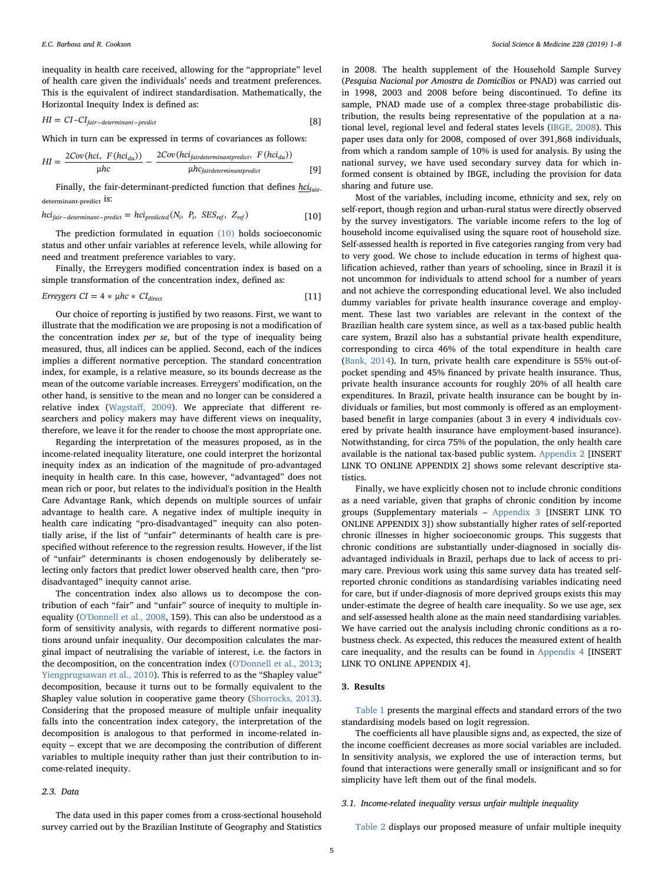inequality in health care received, allowing for the "appropriate" level of health care given the individuals' needs and treatment preferences. This is the equivalent of indirect standardisation. Mathematically, the Horizontal Inequity Index is defined as:

$$HI = CI - CI_{fair-determinant-predict} \quad [8]$$

Which in turn can be expressed in terms of covariances as follows:

$$HI = \frac{2Cov(hci,\ F(hci_{du}))}{\mu hc} - \frac{2Cov(hci_{fairdeterminantpredict},\ F(hci_{du}))}{\mu hc_{fairdeterminantpredict}} \quad [9]$$

Finally, the fair-determinant-predicted function that defines $\underline{hci}_{fair\text{-}determinant\text{-}predict}$ is:

$$hci_{fair-determinant-predict} = hci_{predicted}(N_i,\ P_i,\ SES_{ref},\ Z_{ref}) \quad [10]$$

The prediction formulated in equation (10) holds socioeconomic status and other unfair variables at reference levels, while allowing for need and treatment preference variables to vary.

Finally, the Erreygers modified concentration index is based on a simple transformation of the concentration index, defined as:

$$Erreygers\ CI = 4 * \mu hc * CI_{direct} \quad [11]$$

Our choice of reporting is justified by two reasons. First, we want to illustrate that the modification we are proposing is not a modification of the concentration index *per se*, but of the type of inequality being measured, thus, all indices can be applied. Second, each of the indices implies a different normative perception. The standard concentration index, for example, is a relative measure, so its bounds decrease as the mean of the outcome variable increases. Erreygers' modification, on the other hand, is sensitive to the mean and no longer can be considered a relative index (Wagstaff, 2009). We appreciate that different researchers and policy makers may have different views on inequality, therefore, we leave it for the reader to choose the most appropriate one.

Regarding the interpretation of the measures proposed, as in the income-related inequality literature, one could interpret the horizontal inequity index as an indication of the magnitude of pro-advantaged inequity in health care. In this case, however, "advantaged" does not mean rich or poor, but relates to the individual's position in the Health Care Advantage Rank, which depends on multiple sources of unfair advantage to health care. A negative index of multiple inequity in health care indicating "pro-disadvantaged" inequity can also potentially arise, if the list of "unfair" determinants of health care is prespecified without reference to the regression results. However, if the list of "unfair" determinants is chosen endogenously by deliberately selecting only factors that predict lower observed health care, then "pro-disadvantaged" inequity cannot arise.

The concentration index also allows us to decompose the contribution of each "fair" and "unfair" source of inequity to multiple inequality (O'Donnell et al., 2008, 159). This can also be understood as a form of sensitivity analysis, with regards to different normative positions around unfair inequality. Our decomposition calculates the marginal impact of neutralising the variable of interest, i.e. the factors in the decomposition, on the concentration index (O'Donnell et al., 2013; Yiengprugsawan et al., 2010). This is referred to as the "Shapley value" decomposition, because it turns out to be formally equivalent to the Shapley value solution in cooperative game theory (Shorrocks, 2013). Considering that the proposed measure of multiple unfair inequality falls into the concentration index category, the interpretation of the decomposition is analogous to that performed in income-related inequity – except that we are decomposing the contribution of different variables to multiple inequality rather than just their contribution to income-related inequity.

### 2.3. Data

The data used in this paper comes from a cross-sectional household survey carried out by the Brazilian Institute of Geography and Statistics in 2008. The health supplement of the Household Sample Survey (*Pesquisa Nacional por Amostra de Domicílios* or PNAD) was carried out in 1998, 2003 and 2008 before being discontinued. To define its sample, PNAD made use of a complex three-stage probabilistic distribution, the results being representative of the population at a national level, regional level and federal states levels (IBGE, 2008). This paper uses data only for 2008, composed of over 391,868 individuals, from which a random sample of 10% is used for analysis. By using the national survey, we have used secondary survey data for which informed consent is obtained by IBGE, including the provision for data sharing and future use.

Most of the variables, including income, ethnicity and sex, rely on self-report, though region and urban-rural status were directly observed by the survey investigators. The variable income refers to the log of household income equivalised using the square root of household size. Self-assessed health is reported in five categories ranging from very bad to very good. We chose to include education in terms of highest qualification achieved, rather than years of schooling, since in Brazil it is not uncommon for individuals to attend school for a number of years and not achieve the corresponding educational level. We also included dummy variables for private health insurance coverage and employment. These last two variables are relevant in the context of the Brazilian health care system since, as well as a tax-based public health care system, Brazil also has a substantial private health expenditure, corresponding to circa 46% of the total expenditure in health care (Bank, 2014). In turn, private health care expenditure is 55% out-of-pocket spending and 45% financed by private health insurance. Thus, private health insurance accounts for roughly 20% of all health care expenditures. In Brazil, private health insurance can be bought by individuals or families, but most commonly is offered as an employment-based benefit in large companies (about 3 in every 4 individuals covered by private health insurance have employment-based insurance). Notwithstanding, for circa 75% of the population, the only health care available is the national tax-based public system. Appendix 2 [INSERT LINK TO ONLINE APPENDIX 2] shows some relevant descriptive statistics.

Finally, we have explicitly chosen not to include chronic conditions as a need variable, given that graphs of chronic condition by income groups (Supplementary materials – Appendix 3 [INSERT LINK TO ONLINE APPENDIX 3]) show substantially higher rates of self-reported chronic illnesses in higher socioeconomic groups. This suggests that chronic conditions are substantially under-diagnosed in socially disadvantaged individuals in Brazil, perhaps due to lack of access to primary care. Previous work using this same survey data has treated self-reported chronic conditions as standardising variables indicating need for care, but if under-diagnosis of more deprived groups exists this may under-estimate the degree of health care inequality. So we use age, sex and self-assessed health alone as the main need standardising variables. We have carried out the analysis including chronic conditions as a robustness check. As expected, this reduces the measured extent of health care inequality, and the results can be found in Appendix 4 [INSERT LINK TO ONLINE APPENDIX 4].

## 3. Results

Table 1 presents the marginal effects and standard errors of the two standardising models based on logit regression.

The coefficients all have plausible signs and, as expected, the size of the income coefficient decreases as more social variables are included. In sensitivity analysis, we explored the use of interaction terms, but found that interactions were generally small or insignificant and so for simplicity have left them out of the final models.

### 3.1. Income-related inequality versus unfair multiple inequality

Table 2 displays our proposed measure of unfair multiple inequity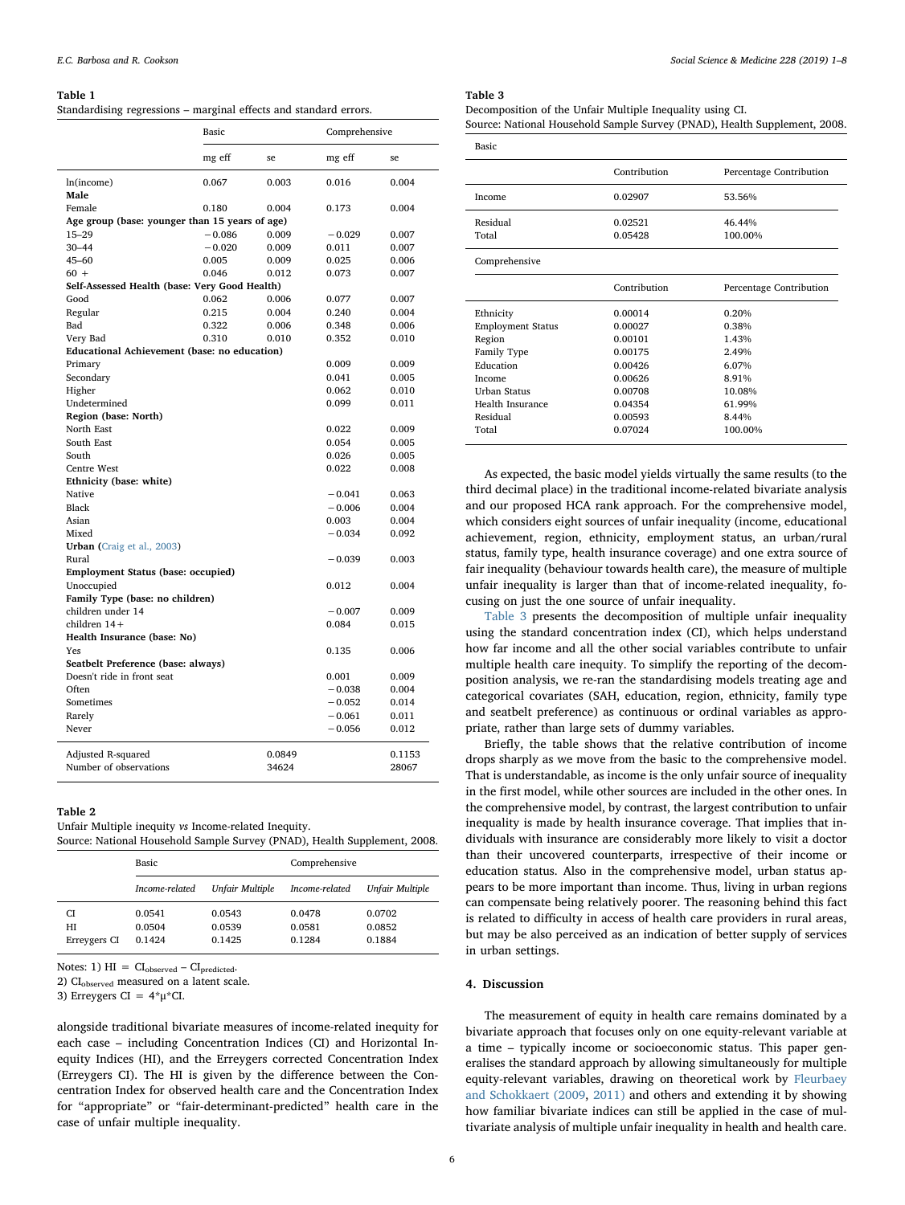**Table 1**
Standardising regressions – marginal effects and standard errors.

| | Basic | | Comprehensive | |
|---|---|---|---|---|
| | mg eff | se | mg eff | se |
| ln(income) | 0.067 | 0.003 | 0.016 | 0.004 |
| **Male** | | | | |
| Female | 0.180 | 0.004 | 0.173 | 0.004 |
| **Age group (base: younger than 15 years of age)** | | | | |
| 15–29 | −0.086 | 0.009 | −0.029 | 0.007 |
| 30–44 | −0.020 | 0.009 | 0.011 | 0.007 |
| 45–60 | 0.005 | 0.009 | 0.025 | 0.006 |
| 60 + | 0.046 | 0.012 | 0.073 | 0.007 |
| **Self-Assessed Health (base: Very Good Health)** | | | | |
| Good | 0.062 | 0.006 | 0.077 | 0.007 |
| Regular | 0.215 | 0.004 | 0.240 | 0.004 |
| Bad | 0.322 | 0.006 | 0.348 | 0.006 |
| Very Bad | 0.310 | 0.010 | 0.352 | 0.010 |
| **Educational Achievement (base: no education)** | | | | |
| Primary | | | 0.009 | 0.009 |
| Secondary | | | 0.041 | 0.005 |
| Higher | | | 0.062 | 0.010 |
| Undetermined | | | 0.099 | 0.011 |
| **Region (base: North)** | | | | |
| North East | | | 0.022 | 0.009 |
| South East | | | 0.054 | 0.005 |
| South | | | 0.026 | 0.005 |
| Centre West | | | 0.022 | 0.008 |
| **Ethnicity (base: white)** | | | | |
| Native | | | −0.041 | 0.063 |
| Black | | | −0.006 | 0.004 |
| Asian | | | 0.003 | 0.004 |
| Mixed | | | −0.034 | 0.092 |
| **Urban** (Craig et al., 2003) | | | | |
| Rural | | | −0.039 | 0.003 |
| **Employment Status (base: occupied)** | | | | |
| Unoccupied | | | 0.012 | 0.004 |
| **Family Type (base: no children)** | | | | |
| children under 14 | | | −0.007 | 0.009 |
| children 14+ | | | 0.084 | 0.015 |
| **Health Insurance (base: No)** | | | | |
| Yes | | | 0.135 | 0.006 |
| **Seatbelt Preference (base: always)** | | | | |
| Doesn't ride in front seat | | | 0.001 | 0.009 |
| Often | | | −0.038 | 0.004 |
| Sometimes | | | −0.052 | 0.014 |
| Rarely | | | −0.061 | 0.011 |
| Never | | | −0.056 | 0.012 |
| Adjusted R-squared | | 0.0849 | | 0.1153 |
| Number of observations | | 34624 | | 28067 |

**Table 2**
Unfair Multiple inequity *vs* Income-related Inequity.
Source: National Household Sample Survey (PNAD), Health Supplement, 2008.

| | Basic | | Comprehensive | |
|---|---|---|---|---|
| | *Income-related* | *Unfair Multiple* | *Income-related* | *Unfair Multiple* |
| CI | 0.0541 | 0.0543 | 0.0478 | 0.0702 |
| HI | 0.0504 | 0.0539 | 0.0581 | 0.0852 |
| Erreygers CI | 0.1424 | 0.1425 | 0.1284 | 0.1884 |

Notes: 1) HI = $CI_{observed} - CI_{predicted}$.
2) $CI_{observed}$ measured on a latent scale.
3) Erreygers CI = $4*\mu*CI$.

alongside traditional bivariate measures of income-related inequity for each case – including Concentration Indices (CI) and Horizontal Inequity Indices (HI), and the Erreygers corrected Concentration Index (Erreygers CI). The HI is given by the difference between the Concentration Index for observed health care and the Concentration Index for "appropriate" or "fair-determinant-predicted" health care in the case of unfair multiple inequality.

**Table 3**
Decomposition of the Unfair Multiple Inequality using CI.
Source: National Household Sample Survey (PNAD), Health Supplement, 2008.

| Basic | | |
|---|---|---|
| | Contribution | Percentage Contribution |
| Income | 0.02907 | 53.56% |
| Residual | 0.02521 | 46.44% |
| Total | 0.05428 | 100.00% |
| **Comprehensive** | | |
| | Contribution | Percentage Contribution |
| Ethnicity | 0.00014 | 0.20% |
| Employment Status | 0.00027 | 0.38% |
| Region | 0.00101 | 1.43% |
| Family Type | 0.00175 | 2.49% |
| Education | 0.00426 | 6.07% |
| Income | 0.00626 | 8.91% |
| Urban Status | 0.00708 | 10.08% |
| Health Insurance | 0.04354 | 61.99% |
| Residual | 0.00593 | 8.44% |
| Total | 0.07024 | 100.00% |

As expected, the basic model yields virtually the same results (to the third decimal place) in the traditional income-related bivariate analysis and our proposed HCA rank approach. For the comprehensive model, which considers eight sources of unfair inequality (income, educational achievement, region, ethnicity, employment status, an urban/rural status, family type, health insurance coverage) and one extra source of fair inequality (behaviour towards health care), the measure of multiple unfair inequality is larger than that of income-related inequality, focusing on just the one source of unfair inequality.

Table 3 presents the decomposition of multiple unfair inequality using the standard concentration index (CI), which helps understand how far income and all the other social variables contribute to unfair multiple health care inequity. To simplify the reporting of the decomposition analysis, we re-ran the standardising models treating age and categorical covariates (SAH, education, region, ethnicity, family type and seatbelt preference) as continuous or ordinal variables as appropriate, rather than large sets of dummy variables.

Briefly, the table shows that the relative contribution of income drops sharply as we move from the basic to the comprehensive model. That is understandable, as income is the only unfair source of inequality in the first model, while other sources are included in the other ones. In the comprehensive model, by contrast, the largest contribution to unfair inequality is made by health insurance coverage. That implies that individuals with insurance are considerably more likely to visit a doctor than their uncovered counterparts, irrespective of their income or education status. Also in the comprehensive model, urban status appears to be more important than income. Thus, living in urban regions can compensate being relatively poorer. The reasoning behind this fact is related to difficulty in access of health care providers in rural areas, but may be also perceived as an indication of better supply of services in urban settings.

## 4. Discussion

The measurement of equity in health care remains dominated by a bivariate approach that focuses only on one equity-relevant variable at a time – typically income or socioeconomic status. This paper generalises the standard approach by allowing simultaneously for multiple equity-relevant variables, drawing on theoretical work by Fleurbaey and Schokkaert (2009, 2011) and others and extending it by showing how familiar bivariate indices can still be applied in the case of multivariate analysis of multiple unfair inequality in health and health care.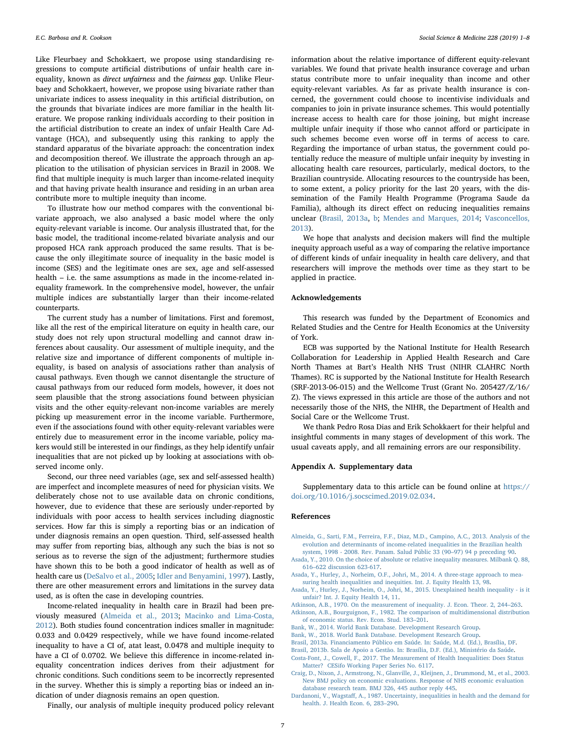Like Fleurbaey and Schokkaert, we propose using standardising regressions to compute artificial distributions of unfair health care inequality, known as *direct unfairness* and the *fairness gap*. Unlike Fleurbaey and Schokkaert, however, we propose using bivariate rather than univariate indices to assess inequality in this artificial distribution, on the grounds that bivariate indices are more familiar in the health literature. We propose ranking individuals according to their position in the artificial distribution to create an index of unfair Health Care Advantage (HCA), and subsequently using this ranking to apply the standard apparatus of the bivariate approach: the concentration index and decomposition thereof. We illustrate the approach through an application to the utilisation of physician services in Brazil in 2008. We find that multiple inequity is much larger than income-related inequity and that having private health insurance and residing in an urban area contribute more to multiple inequity than income.

To illustrate how our method compares with the conventional bivariate approach, we also analysed a basic model where the only equity-relevant variable is income. Our analysis illustrated that, for the basic model, the traditional income-related bivariate analysis and our proposed HCA rank approach produced the same results. That is because the only illegitimate source of inequality in the basic model is income (SES) and the legitimate ones are sex, age and self-assessed health – i.e. the same assumptions as made in the income-related inequality framework. In the comprehensive model, however, the unfair multiple indices are substantially larger than their income-related counterparts.

The current study has a number of limitations. First and foremost, like all the rest of the empirical literature on equity in health care, our study does not rely upon structural modelling and cannot draw inferences about causality. Our assessment of multiple inequity, and the relative size and importance of different components of multiple inequality, is based on analysis of associations rather than analysis of causal pathways. Even though we cannot disentangle the structure of causal pathways from our reduced form models, however, it does not seem plausible that the strong associations found between physician visits and the other equity-relevant non-income variables are merely picking up measurement error in the income variable. Furthermore, even if the associations found with other equity-relevant variables were entirely due to measurement error in the income variable, policy makers would still be interested in our findings, as they help identify unfair inequalities that are not picked up by looking at associations with observed income only.

Second, our three need variables (age, sex and self-assessed health) are imperfect and incomplete measures of need for physician visits. We deliberately chose not to use available data on chronic conditions, however, due to evidence that these are seriously under-reported by individuals with poor access to health services including diagnostic services. How far this is simply a reporting bias or an indication of under diagnosis remains an open question. Third, self-assessed health may suffer from reporting bias, although any such the bias is not so serious as to reverse the sign of the adjustment; furthermore studies have shown this to be both a good indicator of health as well as of health care us (DeSalvo et al., 2005; Idler and Benyamini, 1997). Lastly, there are other measurement errors and limitations in the survey data used, as is often the case in developing countries.

Income-related inequality in health care in Brazil had been previously measured (Almeida et al., 2013; Macinko and Lima-Costa, 2012). Both studies found concentration indices smaller in magnitude: 0.033 and 0.0429 respectively, while we have found income-related inequality to have a CI of, atat least, 0.0478 and multiple inequity to have a CI of 0.0702. We believe this difference in income-related inequality concentration indices derives from their adjustment for chronic conditions. Such conditions seem to be incorrectly represented in the survey. Whether this is simply a reporting bias or indeed an indication of under diagnosis remains an open question.

Finally, our analysis of multiple inequity produced policy relevant information about the relative importance of different equity-relevant variables. We found that private health insurance coverage and urban status contribute more to unfair inequality than income and other equity-relevant variables. As far as private health insurance is concerned, the government could choose to incentivise individuals and companies to join in private insurance schemes. This would potentially increase access to health care for those joining, but might increase multiple unfair inequity if those who cannot afford or participate in such schemes become even worse off in terms of access to care. Regarding the importance of urban status, the government could potentially reduce the measure of multiple unfair inequity by investing in allocating health care resources, particularly, medical doctors, to the Brazilian countryside. Allocating resources to the countryside has been, to some extent, a policy priority for the last 20 years, with the dissemination of the Family Health Programme (Programa Saude da Familia), although its direct effect on reducing inequalities remains unclear (Brasil, 2013a, b; Mendes and Marques, 2014; Vasconcellos, 2013).

We hope that analysts and decision makers will find the multiple inequity approach useful as a way of comparing the relative importance of different kinds of unfair inequality in health care delivery, and that researchers will improve the methods over time as they start to be applied in practice.

## Acknowledgements

This research was funded by the Department of Economics and Related Studies and the Centre for Health Economics at the University of York.

ECB was supported by the National Institute for Health Research Collaboration for Leadership in Applied Health Research and Care North Thames at Bart's Health NHS Trust (NIHR CLAHRC North Thames). RC is supported by the National Institute for Health Research (SRF-2013-06-015) and the Wellcome Trust (Grant No. 205427/Z/16/Z). The views expressed in this article are those of the authors and not necessarily those of the NHS, the NIHR, the Department of Health and Social Care or the Wellcome Trust.

We thank Pedro Rosa Dias and Erik Schokkaert for their helpful and insightful comments in many stages of development of this work. The usual caveats apply, and all remaining errors are our responsibility.

## Appendix A. Supplementary data

Supplementary data to this article can be found online at https://doi.org/10.1016/j.socscimed.2019.02.034.

## References

Almeida, G., Sarti, F.M., Ferreira, F.F., Diaz, M.D., Campino, A.C., 2013. Analysis of the evolution and determinants of income-related inequalities in the Brazilian health system, 1998 - 2008. Rev. Panam. Salud Públic 33 (90–97) 94 p preceding 90.

Asada, Y., 2010. On the choice of absolute or relative inequality measures. Milbank Q. 88, 616–622 discussion 623-617.

Asada, Y., Hurley, J., Norheim, O.F., Johri, M., 2014. A three-stage approach to measuring health inequalities and inequities. Int. J. Equity Health 13, 98.

Asada, Y., Hurley, J., Norheim, O., Johri, M., 2015. Unexplained health inequality - is it unfair? Int. J. Equity Health 14, 11.

Atkinson, A.B., 1970. On the measurement of inequality. J. Econ. Theor. 2, 244–263.

Atkinson, A.B., Bourguignon, F., 1982. The comparison of multidimensional distribution of economic status. Rev. Econ. Stud. 183–201.

Bank, W., 2014. World Bank Database. Development Research Group.

Bank, W., 2018. World Bank Database. Development Research Group.

Brasil, 2013a. Financiamento Público em Saúde. In: Saúde, M.d. (Ed.), Brasília, DF.

Brasil, 2013b. Sala de Apoio a Gestão. In: Brasília, D.F. (Ed.), Ministério da Saúde.

Costa-Font, J., Cowell, F., 2017. The Measurement of Health Inequalities: Does Status Matter? CESifo Working Paper Series No. 6117.

Craig, D., Nixon, J., Armstrong, N., Glanville, J., Kleijnen, J., Drummond, M., et al., 2003. New BMJ policy on economic evaluations. Response of NHS economic evaluation database research team. BMJ 326, 445 author reply 445.

Dardanoni, V., Wagstaff, A., 1987. Uncertainty, inequalities in health and the demand for health. J. Health Econ. 6, 283–290.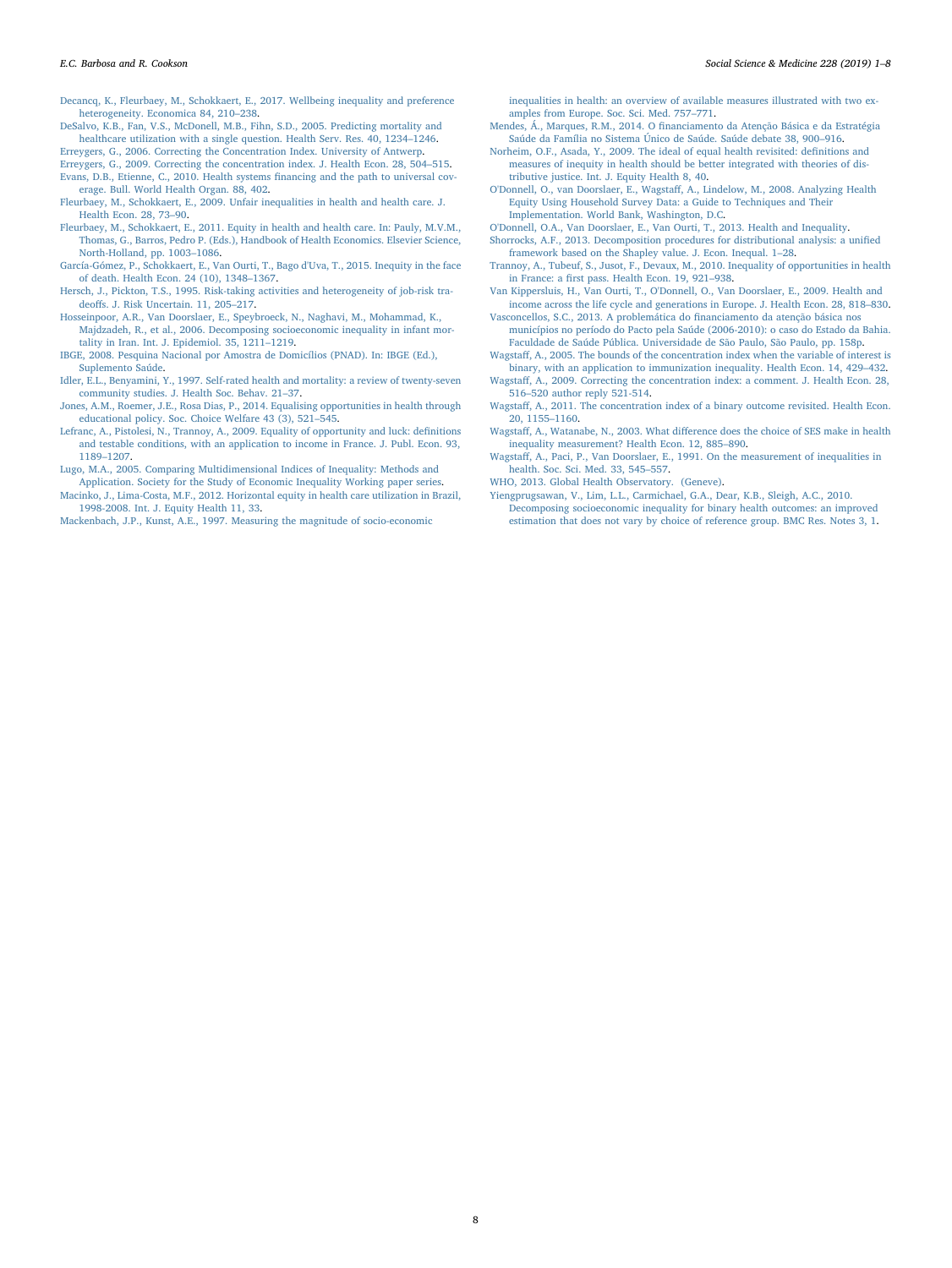Decancq, K., Fleurbaey, M., Schokkaert, E., 2017. Wellbeing inequality and preference heterogeneity. Economica 84, 210–238.

DeSalvo, K.B., Fan, V.S., McDonell, M.B., Fihn, S.D., 2005. Predicting mortality and healthcare utilization with a single question. Health Serv. Res. 40, 1234–1246.

Erreygers, G., 2006. Correcting the Concentration Index. University of Antwerp.

Erreygers, G., 2009. Correcting the concentration index. J. Health Econ. 28, 504–515.

Evans, D.B., Etienne, C., 2010. Health systems financing and the path to universal coverage. Bull. World Health Organ. 88, 402.

Fleurbaey, M., Schokkaert, E., 2009. Unfair inequalities in health and health care. J. Health Econ. 28, 73–90.

Fleurbaey, M., Schokkaert, E., 2011. Equity in health and health care. In: Pauly, M.V.M., Thomas, G., Barros, Pedro P. (Eds.), Handbook of Health Economics. Elsevier Science, North-Holland, pp. 1003–1086.

García-Gómez, P., Schokkaert, E., Van Ourti, T., Bago d'Uva, T., 2015. Inequity in the face of death. Health Econ. 24 (10), 1348–1367.

Hersch, J., Pickton, T.S., 1995. Risk-taking activities and heterogeneity of job-risk tradeoffs. J. Risk Uncertain. 11, 205–217.

Hosseinpoor, A.R., Van Doorslaer, E., Speybroeck, N., Naghavi, M., Mohammad, K., Majdzadeh, R., et al., 2006. Decomposing socioeconomic inequality in infant mortality in Iran. Int. J. Epidemiol. 35, 1211–1219.

IBGE, 2008. Pesquina Nacional por Amostra de Domicílios (PNAD). In: IBGE (Ed.), Suplemento Saúde.

Idler, E.L., Benyamini, Y., 1997. Self-rated health and mortality: a review of twenty-seven community studies. J. Health Soc. Behav. 21–37.

Jones, A.M., Roemer, J.E., Rosa Dias, P., 2014. Equalising opportunities in health through educational policy. Soc. Choice Welfare 43 (3), 521–545.

Lefranc, A., Pistolesi, N., Trannoy, A., 2009. Equality of opportunity and luck: definitions and testable conditions, with an application to income in France. J. Publ. Econ. 93, 1189–1207.

Lugo, M.A., 2005. Comparing Multidimensional Indices of Inequality: Methods and Application. Society for the Study of Economic Inequality Working paper series.

Macinko, J., Lima-Costa, M.F., 2012. Horizontal equity in health care utilization in Brazil, 1998-2008. Int. J. Equity Health 11, 33.

Mackenbach, J.P., Kunst, A.E., 1997. Measuring the magnitude of socio-economic inequalities in health: an overview of available measures illustrated with two examples from Europe. Soc. Sci. Med. 757–771.

Mendes, Á., Marques, R.M., 2014. O financiamento da Atenção Básica e da Estratégia Saúde da Família no Sistema Único de Saúde. Saúde debate 38, 900–916.

Norheim, O.F., Asada, Y., 2009. The ideal of equal health revisited: definitions and measures of inequity in health should be better integrated with theories of distributive justice. Int. J. Equity Health 8, 40.

O'Donnell, O., van Doorslaer, E., Wagstaff, A., Lindelow, M., 2008. Analyzing Health Equity Using Household Survey Data: a Guide to Techniques and Their Implementation. World Bank, Washington, D.C.

O'Donnell, O.A., Van Doorslaer, E., Van Ourti, T., 2013. Health and Inequality.

Shorrocks, A.F., 2013. Decomposition procedures for distributional analysis: a unified framework based on the Shapley value. J. Econ. Inequal. 1–28.

Trannoy, A., Tubeuf, S., Jusot, F., Devaux, M., 2010. Inequality of opportunities in health in France: a first pass. Health Econ. 19, 921–938.

Van Kippersluis, H., Van Ourti, T., O'Donnell, O., Van Doorslaer, E., 2009. Health and income across the life cycle and generations in Europe. J. Health Econ. 28, 818–830.

Vasconcellos, S.C., 2013. A problemática do financiamento da atenção básica nos municípios no período do Pacto pela Saúde (2006-2010): o caso do Estado da Bahia. Faculdade de Saúde Pública. Universidade de São Paulo, São Paulo, pp. 158p.

Wagstaff, A., 2005. The bounds of the concentration index when the variable of interest is binary, with an application to immunization inequality. Health Econ. 14, 429–432.

Wagstaff, A., 2009. Correcting the concentration index: a comment. J. Health Econ. 28, 516–520 author reply 521-514.

Wagstaff, A., 2011. The concentration index of a binary outcome revisited. Health Econ. 20, 1155–1160.

Wagstaff, A., Watanabe, N., 2003. What difference does the choice of SES make in health inequality measurement? Health Econ. 12, 885–890.

Wagstaff, A., Paci, P., Van Doorslaer, E., 1991. On the measurement of inequalities in health. Soc. Sci. Med. 33, 545–557.

WHO, 2013. Global Health Observatory. (Geneve).

Yiengprugsawan, V., Lim, L.L., Carmichael, G.A., Dear, K.B., Sleigh, A.C., 2010. Decomposing socioeconomic inequality for binary health outcomes: an improved estimation that does not vary by choice of reference group. BMC Res. Notes 3, 1.